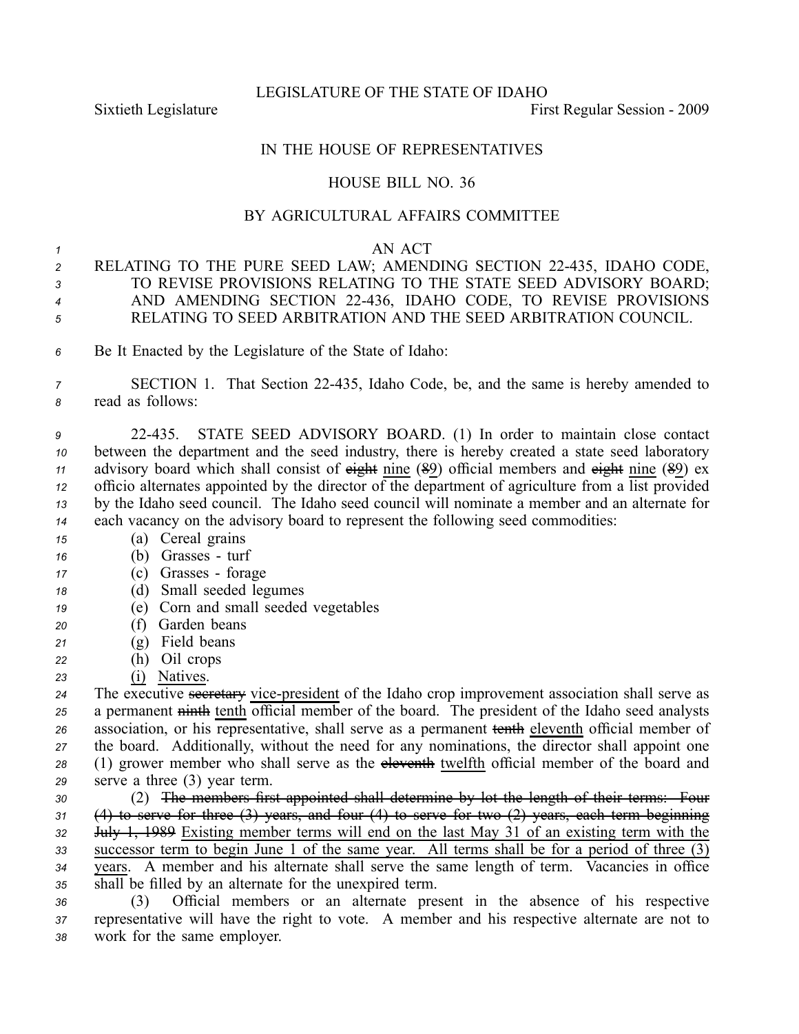LEGISLATURE OF THE STATE OF IDAHO

Sixtieth Legislature First Regular Session - 2009

IN THE HOUSE OF REPRESENTATIVES

HOUSE BILL NO. 36

BY AGRICULTURAL AFFAIRS COMMITTEE

AN ACT

RELATING TO THE PURE SEED LAW; AMENDING SECTION 22-435, IDAHO CODE, TO REVISE PROVISIONS RELATING TO THE STATE SEED ADVISORY BOARD; AND AMENDING SECTION 22-436, IDAHO CODE, TO REVISE PROVISIONS RELATING TO SEED ARBITRATION AND THE SEED ARBITRATION COUNCIL.

Be It Enacted by the Legislature of the State of Idaho:

SECTION 1. That Section 22-435, Idaho Code, be, and the same is hereby amended to read as follows:

22-435. STATE SEED ADVISORY BOARD. (1) In order to maintain close contact between the department and the seed industry, there is hereby created a state seed laboratory advisory board which shall consist of ~~eight~~ nine (~~8~~9) official members and ~~eight~~ nine (~~8~~9) ex officio alternates appointed by the director of the department of agriculture from a list provided by the Idaho seed council. The Idaho seed council will nominate a member and an alternate for each vacancy on the advisory board to represent the following seed commodities:

(a) Cereal grains
(b) Grasses - turf
(c) Grasses - forage
(d) Small seeded legumes
(e) Corn and small seeded vegetables
(f) Garden beans
(g) Field beans
(h) Oil crops
(i) Natives.

The executive ~~secretary~~ vice-president of the Idaho crop improvement association shall serve as a permanent ~~ninth~~ tenth official member of the board. The president of the Idaho seed analysts association, or his representative, shall serve as a permanent ~~tenth~~ eleventh official member of the board. Additionally, without the need for any nominations, the director shall appoint one (1) grower member who shall serve as the ~~eleventh~~ twelfth official member of the board and serve a three (3) year term.

(2) ~~The members first appointed shall determine by lot the length of their terms: Four (4) to serve for three (3) years, and four (4) to serve for two (2) years, each term beginning July 1, 1989~~ Existing member terms will end on the last May 31 of an existing term with the successor term to begin June 1 of the same year. All terms shall be for a period of three (3) years. A member and his alternate shall serve the same length of term. Vacancies in office shall be filled by an alternate for the unexpired term.

(3) Official members or an alternate present in the absence of his respective representative will have the right to vote. A member and his respective alternate are not to work for the same employer.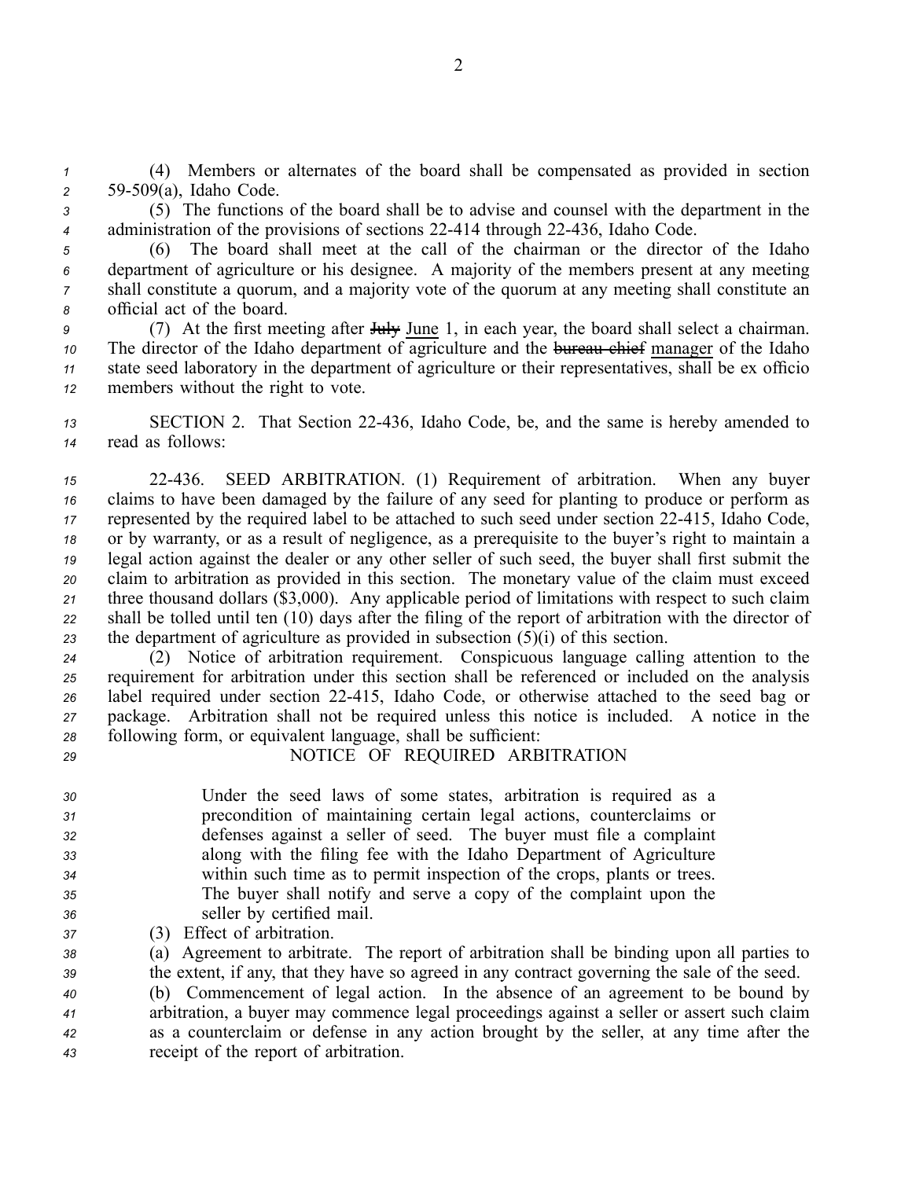(4) Members or alternates of the board shall be compensated as provided in section 59-509(a), Idaho Code.

(5) The functions of the board shall be to advise and counsel with the department in the administration of the provisions of sections 22-414 through 22-436, Idaho Code.

(6) The board shall meet at the call of the chairman or the director of the Idaho department of agriculture or his designee. A majority of the members present at any meeting shall constitute a quorum, and a majority vote of the quorum at any meeting shall constitute an official act of the board.

(7) At the first meeting after ~~July~~ <u>June</u> 1, in each year, the board shall select a chairman. The director of the Idaho department of agriculture and the ~~bureau chief~~ <u>manager</u> of the Idaho state seed laboratory in the department of agriculture or their representatives, shall be ex officio members without the right to vote.

SECTION 2. That Section 22-436, Idaho Code, be, and the same is hereby amended to read as follows:

22-436. SEED ARBITRATION. (1) Requirement of arbitration. When any buyer claims to have been damaged by the failure of any seed for planting to produce or perform as represented by the required label to be attached to such seed under section 22-415, Idaho Code, or by warranty, or as a result of negligence, as a prerequisite to the buyer's right to maintain a legal action against the dealer or any other seller of such seed, the buyer shall first submit the claim to arbitration as provided in this section. The monetary value of the claim must exceed three thousand dollars ($3,000). Any applicable period of limitations with respect to such claim shall be tolled until ten (10) days after the filing of the report of arbitration with the director of the department of agriculture as provided in subsection (5)(i) of this section.

(2) Notice of arbitration requirement. Conspicuous language calling attention to the requirement for arbitration under this section shall be referenced or included on the analysis label required under section 22-415, Idaho Code, or otherwise attached to the seed bag or package. Arbitration shall not be required unless this notice is included. A notice in the following form, or equivalent language, shall be sufficient:

NOTICE OF REQUIRED ARBITRATION

> Under the seed laws of some states, arbitration is required as a precondition of maintaining certain legal actions, counterclaims or defenses against a seller of seed. The buyer must file a complaint along with the filing fee with the Idaho Department of Agriculture within such time as to permit inspection of the crops, plants or trees. The buyer shall notify and serve a copy of the complaint upon the seller by certified mail.

(3) Effect of arbitration.

(a) Agreement to arbitrate. The report of arbitration shall be binding upon all parties to the extent, if any, that they have so agreed in any contract governing the sale of the seed.

(b) Commencement of legal action. In the absence of an agreement to be bound by arbitration, a buyer may commence legal proceedings against a seller or assert such claim as a counterclaim or defense in any action brought by the seller, at any time after the receipt of the report of arbitration.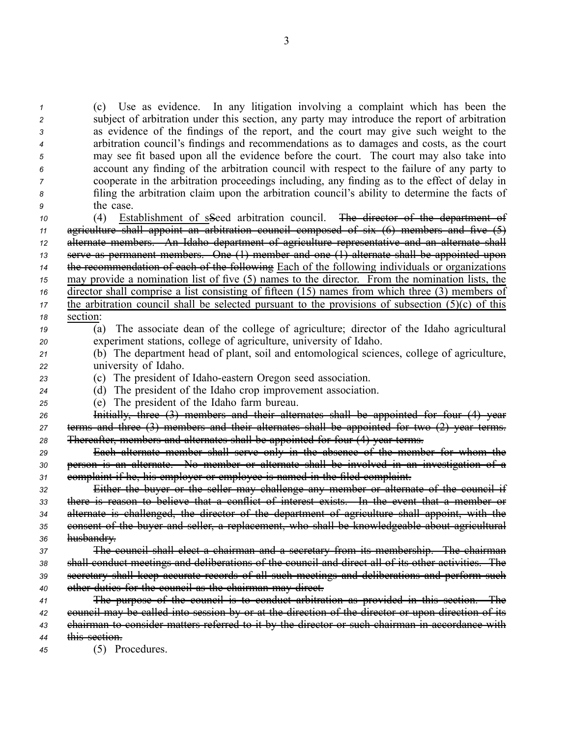(c) Use as evidence. In any litigation involving a complaint which has been the subject of arbitration under this section, any party may introduce the report of arbitration as evidence of the findings of the report, and the court may give such weight to the arbitration council's findings and recommendations as to damages and costs, as the court may see fit based upon all the evidence before the court. The court may also take into account any finding of the arbitration council with respect to the failure of any party to cooperate in the arbitration proceedings including, any finding as to the effect of delay in filing the arbitration claim upon the arbitration council's ability to determine the facts of the case.

(4) <u>Establishment of s</u>~~S~~eed arbitration council. ~~The director of the department of agriculture shall appoint an arbitration council composed of six (6) members and five (5) alternate members. An Idaho department of agriculture representative and an alternate shall serve as permanent members. One (1) member and one (1) alternate shall be appointed upon the recommendation of each of the following~~ <u>Each of the following individuals or organizations may provide a nomination list of five (5) names to the director. From the nomination lists, the director shall comprise a list consisting of fifteen (15) names from which three (3) members of the arbitration council shall be selected pursuant to the provisions of subsection (5)(c) of this section</u>:

(a) The associate dean of the college of agriculture; director of the Idaho agricultural experiment stations, college of agriculture, university of Idaho.

(b) The department head of plant, soil and entomological sciences, college of agriculture, university of Idaho.

(c) The president of Idaho-eastern Oregon seed association.

(d) The president of the Idaho crop improvement association.

(e) The president of the Idaho farm bureau.

~~Initially, three (3) members and their alternates shall be appointed for four (4) year terms and three (3) members and their alternates shall be appointed for two (2) year terms. Thereafter, members and alternates shall be appointed for four (4) year terms.~~

~~Each alternate member shall serve only in the absence of the member for whom the person is an alternate. No member or alternate shall be involved in an investigation of a complaint if he, his employer or employee is named in the filed complaint.~~

~~Either the buyer or the seller may challenge any member or alternate of the council if there is reason to believe that a conflict of interest exists. In the event that a member or alternate is challenged, the director of the department of agriculture shall appoint, with the consent of the buyer and seller, a replacement, who shall be knowledgeable about agricultural husbandry.~~

~~The council shall elect a chairman and a secretary from its membership. The chairman shall conduct meetings and deliberations of the council and direct all of its other activities. The secretary shall keep accurate records of all such meetings and deliberations and perform such other duties for the council as the chairman may direct.~~

~~The purpose of the council is to conduct arbitration as provided in this section. The council may be called into session by or at the direction of the director or upon direction of its chairman to consider matters referred to it by the director or such chairman in accordance with this section.~~

(5) Procedures.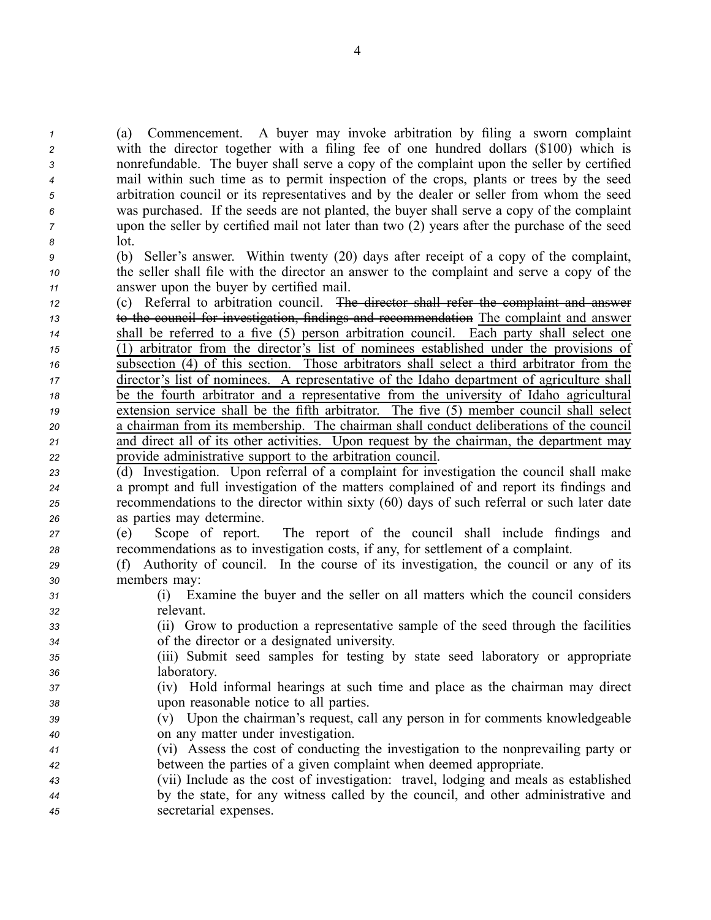(a) Commencement. A buyer may invoke arbitration by filing a sworn complaint with the director together with a filing fee of one hundred dollars ($100) which is nonrefundable. The buyer shall serve a copy of the complaint upon the seller by certified mail within such time as to permit inspection of the crops, plants or trees by the seed arbitration council or its representatives and by the dealer or seller from whom the seed was purchased. If the seeds are not planted, the buyer shall serve a copy of the complaint upon the seller by certified mail not later than two (2) years after the purchase of the seed lot.

(b) Seller's answer. Within twenty (20) days after receipt of a copy of the complaint, the seller shall file with the director an answer to the complaint and serve a copy of the answer upon the buyer by certified mail.

(c) Referral to arbitration council. ~~The director shall refer the complaint and answer to the council for investigation, findings and recommendation~~ <u>The complaint and answer shall be referred to a five (5) person arbitration council. Each party shall select one (1) arbitrator from the director's list of nominees established under the provisions of subsection (4) of this section. Those arbitrators shall select a third arbitrator from the director's list of nominees. A representative of the Idaho department of agriculture shall be the fourth arbitrator and a representative from the university of Idaho agricultural extension service shall be the fifth arbitrator. The five (5) member council shall select a chairman from its membership. The chairman shall conduct deliberations of the council and direct all of its other activities. Upon request by the chairman, the department may provide administrative support to the arbitration council</u>.

(d) Investigation. Upon referral of a complaint for investigation the council shall make a prompt and full investigation of the matters complained of and report its findings and recommendations to the director within sixty (60) days of such referral or such later date as parties may determine.

(e) Scope of report. The report of the council shall include findings and recommendations as to investigation costs, if any, for settlement of a complaint.

(f) Authority of council. In the course of its investigation, the council or any of its members may:

(i) Examine the buyer and the seller on all matters which the council considers relevant.

(ii) Grow to production a representative sample of the seed through the facilities of the director or a designated university.

(iii) Submit seed samples for testing by state seed laboratory or appropriate laboratory.

(iv) Hold informal hearings at such time and place as the chairman may direct upon reasonable notice to all parties.

(v) Upon the chairman's request, call any person in for comments knowledgeable on any matter under investigation.

(vi) Assess the cost of conducting the investigation to the nonprevailing party or between the parties of a given complaint when deemed appropriate.

(vii) Include as the cost of investigation: travel, lodging and meals as established by the state, for any witness called by the council, and other administrative and secretarial expenses.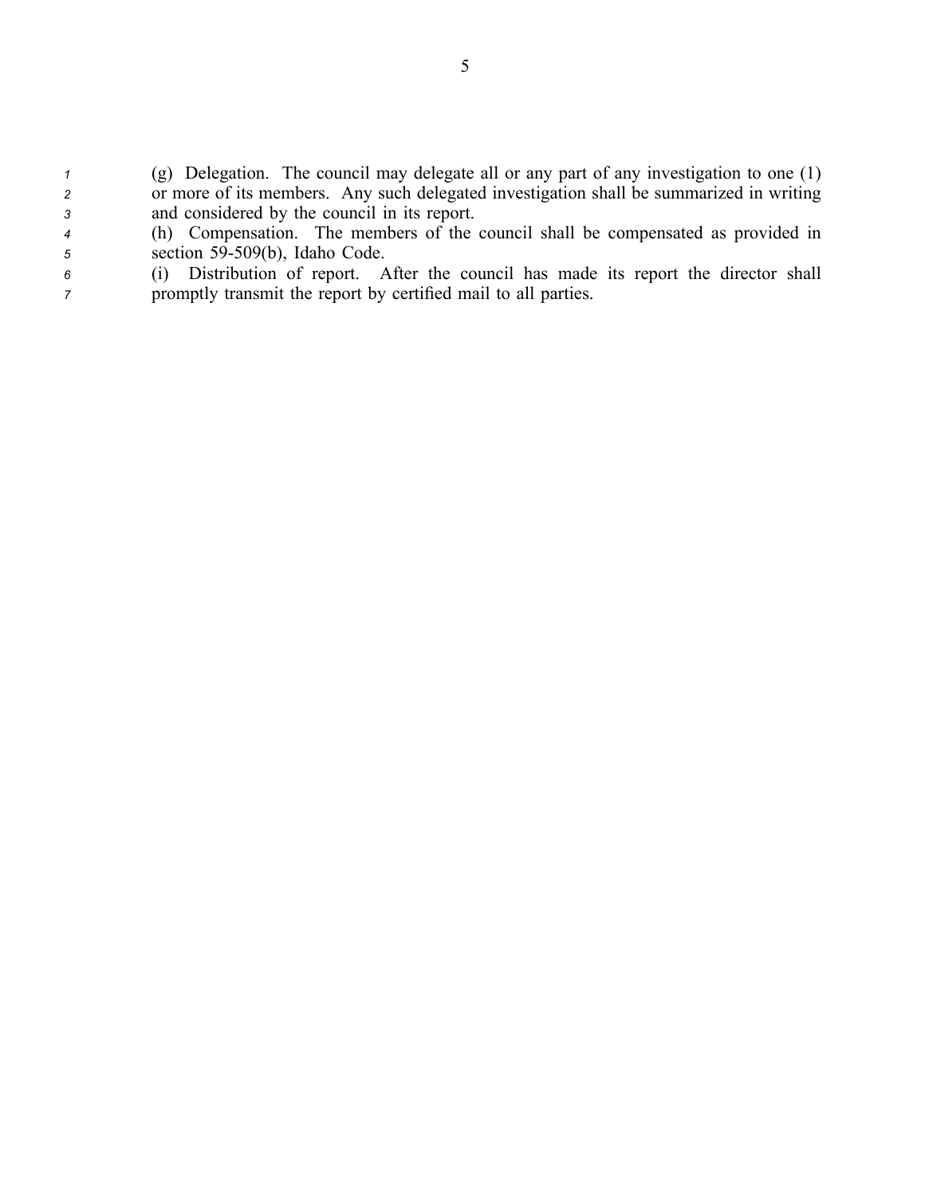(g) Delegation. The council may delegate all or any part of any investigation to one (1) or more of its members. Any such delegated investigation shall be summarized in writing and considered by the council in its report.

(h) Compensation. The members of the council shall be compensated as provided in section 59-509(b), Idaho Code.

(i) Distribution of report. After the council has made its report the director shall promptly transmit the report by certified mail to all parties.